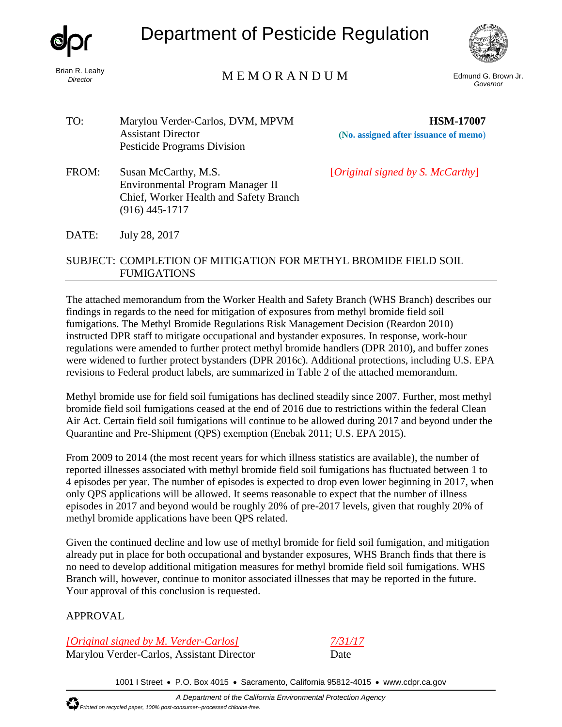# Department of Pesticide Regulation

Brian R. Leahy
*Director*

## MEMORANDUM

Edmund G. Brown Jr.
*Governor*

TO: Marylou Verder-Carlos, DVM, MPVM
Assistant Director
Pesticide Programs Division

**HSM-17007**
**(No. assigned after issuance of memo)**

FROM: Susan McCarthy, M.S.
Environmental Program Manager II
Chief, Worker Health and Safety Branch
(916) 445-1717

[*Original signed by S. McCarthy*]

DATE: July 28, 2017

SUBJECT: COMPLETION OF MITIGATION FOR METHYL BROMIDE FIELD SOIL FUMIGATIONS

---

The attached memorandum from the Worker Health and Safety Branch (WHS Branch) describes our findings in regards to the need for mitigation of exposures from methyl bromide field soil fumigations. The Methyl Bromide Regulations Risk Management Decision (Reardon 2010) instructed DPR staff to mitigate occupational and bystander exposures. In response, work-hour regulations were amended to further protect methyl bromide handlers (DPR 2010), and buffer zones were widened to further protect bystanders (DPR 2016c). Additional protections, including U.S. EPA revisions to Federal product labels, are summarized in Table 2 of the attached memorandum.

Methyl bromide use for field soil fumigations has declined steadily since 2007. Further, most methyl bromide field soil fumigations ceased at the end of 2016 due to restrictions within the federal Clean Air Act. Certain field soil fumigations will continue to be allowed during 2017 and beyond under the Quarantine and Pre-Shipment (QPS) exemption (Enebak 2011; U.S. EPA 2015).

From 2009 to 2014 (the most recent years for which illness statistics are available), the number of reported illnesses associated with methyl bromide field soil fumigations has fluctuated between 1 to 4 episodes per year. The number of episodes is expected to drop even lower beginning in 2017, when only QPS applications will be allowed. It seems reasonable to expect that the number of illness episodes in 2017 and beyond would be roughly 20% of pre-2017 levels, given that roughly 20% of methyl bromide applications have been QPS related.

Given the continued decline and low use of methyl bromide for field soil fumigation, and mitigation already put in place for both occupational and bystander exposures, WHS Branch finds that there is no need to develop additional mitigation measures for methyl bromide field soil fumigations. WHS Branch will, however, continue to monitor associated illnesses that may be reported in the future. Your approval of this conclusion is requested.

APPROVAL

*[Original signed by M. Verder-Carlos]* — *7/31/17*
Marylou Verder-Carlos, Assistant Director — Date

1001 I Street • P.O. Box 4015 • Sacramento, California 95812-4015 • www.cdpr.ca.gov

*A Department of the California Environmental Protection Agency*

*Printed on recycled paper, 100% post-consumer--processed chlorine-free.*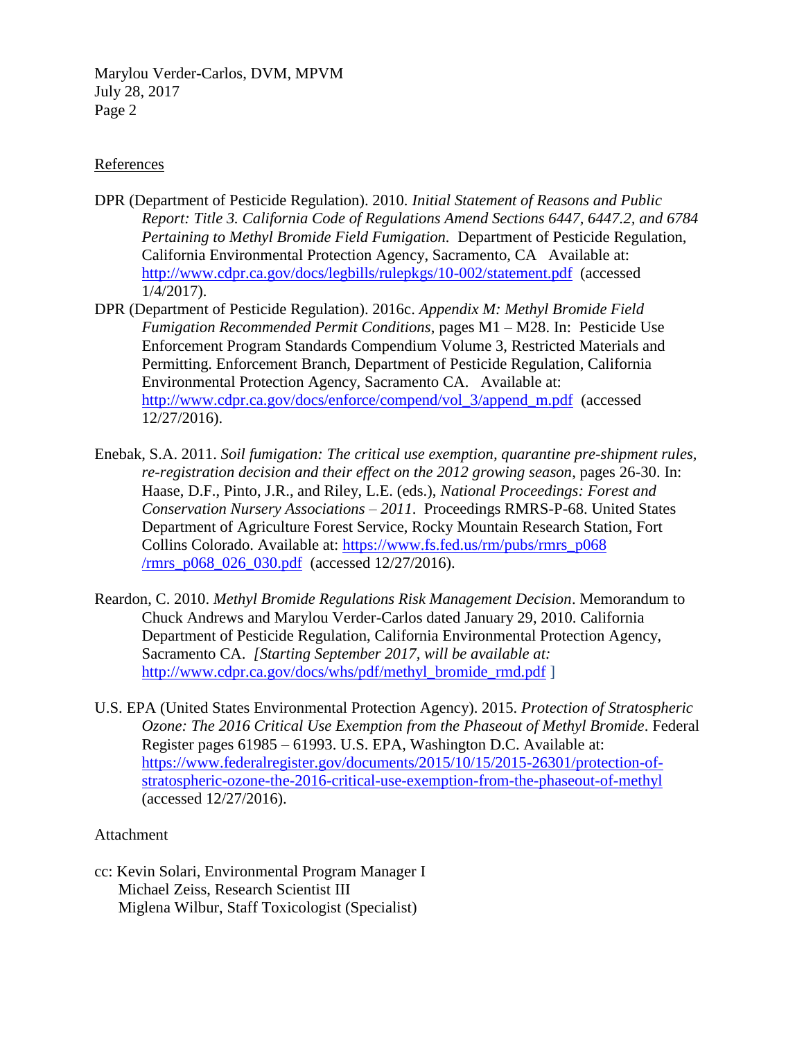Marylou Verder-Carlos, DVM, MPVM
July 28, 2017
Page 2

References

DPR (Department of Pesticide Regulation). 2010. *Initial Statement of Reasons and Public Report: Title 3. California Code of Regulations Amend Sections 6447, 6447.2, and 6784 Pertaining to Methyl Bromide Field Fumigation.* Department of Pesticide Regulation, California Environmental Protection Agency, Sacramento, CA Available at: http://www.cdpr.ca.gov/docs/legbills/rulepkgs/10-002/statement.pdf (accessed 1/4/2017).

DPR (Department of Pesticide Regulation). 2016c. *Appendix M: Methyl Bromide Field Fumigation Recommended Permit Conditions*, pages M1 – M28. In: Pesticide Use Enforcement Program Standards Compendium Volume 3, Restricted Materials and Permitting. Enforcement Branch, Department of Pesticide Regulation, California Environmental Protection Agency, Sacramento CA. Available at: http://www.cdpr.ca.gov/docs/enforce/compend/vol_3/append_m.pdf (accessed 12/27/2016).

Enebak, S.A. 2011. *Soil fumigation: The critical use exemption, quarantine pre-shipment rules, re-registration decision and their effect on the 2012 growing season*, pages 26-30. In: Haase, D.F., Pinto, J.R., and Riley, L.E. (eds.), *National Proceedings: Forest and Conservation Nursery Associations – 2011*. Proceedings RMRS-P-68. United States Department of Agriculture Forest Service, Rocky Mountain Research Station, Fort Collins Colorado. Available at: https://www.fs.fed.us/rm/pubs/rmrs_p068/rmrs_p068_026_030.pdf (accessed 12/27/2016).

Reardon, C. 2010. *Methyl Bromide Regulations Risk Management Decision*. Memorandum to Chuck Andrews and Marylou Verder-Carlos dated January 29, 2010. California Department of Pesticide Regulation, California Environmental Protection Agency, Sacramento CA. *[Starting September 2017, will be available at:* http://www.cdpr.ca.gov/docs/whs/pdf/methyl_bromide_rmd.pdf ]

U.S. EPA (United States Environmental Protection Agency). 2015. *Protection of Stratospheric Ozone: The 2016 Critical Use Exemption from the Phaseout of Methyl Bromide*. Federal Register pages 61985 – 61993. U.S. EPA, Washington D.C. Available at: https://www.federalregister.gov/documents/2015/10/15/2015-26301/protection-of-stratospheric-ozone-the-2016-critical-use-exemption-from-the-phaseout-of-methyl (accessed 12/27/2016).

Attachment

cc: Kevin Solari, Environmental Program Manager I
Michael Zeiss, Research Scientist III
Miglena Wilbur, Staff Toxicologist (Specialist)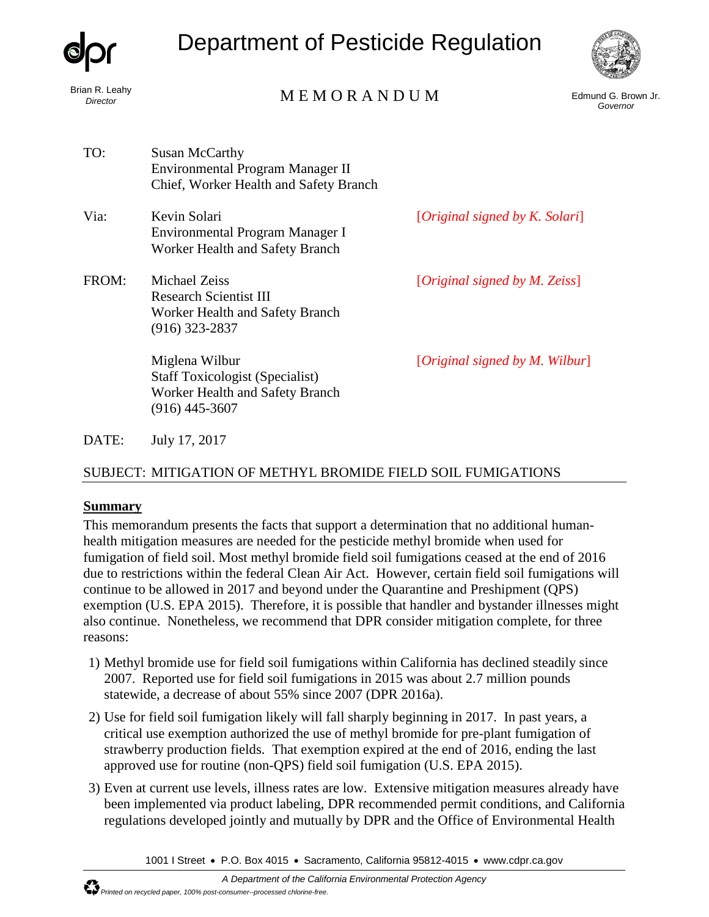# Department of Pesticide Regulation

Brian R. Leahy
*Director*

MEMORANDUM

Edmund G. Brown Jr.
*Governor*

TO: Susan McCarthy
Environmental Program Manager II
Chief, Worker Health and Safety Branch

Via: Kevin Solari [*Original signed by K. Solari*]
Environmental Program Manager I
Worker Health and Safety Branch

FROM: Michael Zeiss [*Original signed by M. Zeiss*]
Research Scientist III
Worker Health and Safety Branch
(916) 323-2837

Miglena Wilbur [*Original signed by M. Wilbur*]
Staff Toxicologist (Specialist)
Worker Health and Safety Branch
(916) 445-3607

DATE: July 17, 2017

SUBJECT: MITIGATION OF METHYL BROMIDE FIELD SOIL FUMIGATIONS

## Summary

This memorandum presents the facts that support a determination that no additional human-health mitigation measures are needed for the pesticide methyl bromide when used for fumigation of field soil. Most methyl bromide field soil fumigations ceased at the end of 2016 due to restrictions within the federal Clean Air Act. However, certain field soil fumigations will continue to be allowed in 2017 and beyond under the Quarantine and Preshipment (QPS) exemption (U.S. EPA 2015). Therefore, it is possible that handler and bystander illnesses might also continue. Nonetheless, we recommend that DPR consider mitigation complete, for three reasons:

1) Methyl bromide use for field soil fumigations within California has declined steadily since 2007. Reported use for field soil fumigations in 2015 was about 2.7 million pounds statewide, a decrease of about 55% since 2007 (DPR 2016a).
2) Use for field soil fumigation likely will fall sharply beginning in 2017. In past years, a critical use exemption authorized the use of methyl bromide for pre-plant fumigation of strawberry production fields. That exemption expired at the end of 2016, ending the last approved use for routine (non-QPS) field soil fumigation (U.S. EPA 2015).
3) Even at current use levels, illness rates are low. Extensive mitigation measures already have been implemented via product labeling, DPR recommended permit conditions, and California regulations developed jointly and mutually by DPR and the Office of Environmental Health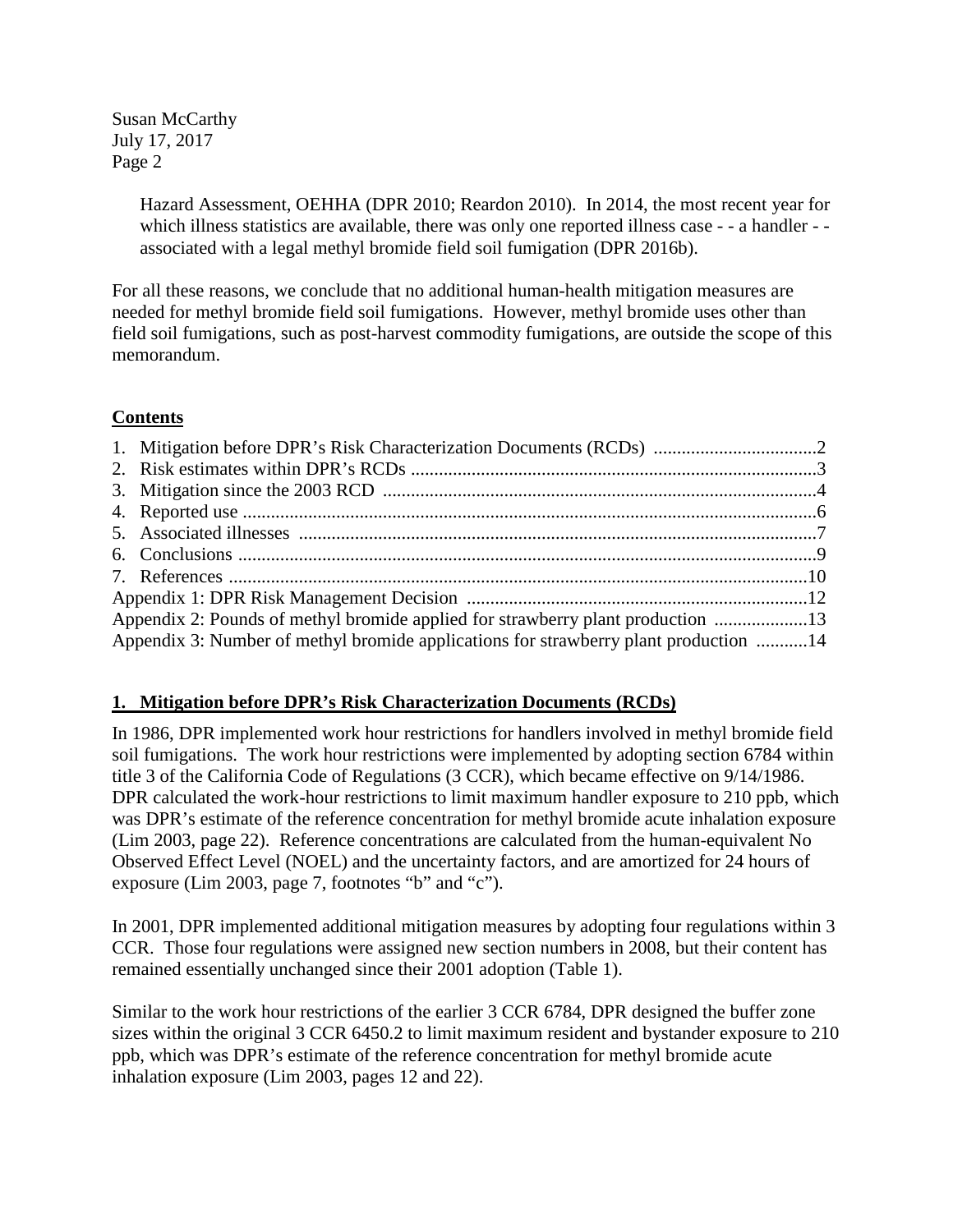Hazard Assessment, OEHHA (DPR 2010; Reardon 2010). In 2014, the most recent year for which illness statistics are available, there was only one reported illness case - - a handler - - associated with a legal methyl bromide field soil fumigation (DPR 2016b).

For all these reasons, we conclude that no additional human-health mitigation measures are needed for methyl bromide field soil fumigations. However, methyl bromide uses other than field soil fumigations, such as post-harvest commodity fumigations, are outside the scope of this memorandum.

## Contents

1. Mitigation before DPR's Risk Characterization Documents (RCDs) ....................2
2. Risk estimates within DPR's RCDs ....................3
3. Mitigation since the 2003 RCD ....................4
4. Reported use ....................6
5. Associated illnesses ....................7
6. Conclusions ....................9
7. References ....................10

Appendix 1: DPR Risk Management Decision ....................12
Appendix 2: Pounds of methyl bromide applied for strawberry plant production ....................13
Appendix 3: Number of methyl bromide applications for strawberry plant production ....................14

## 1. Mitigation before DPR's Risk Characterization Documents (RCDs)

In 1986, DPR implemented work hour restrictions for handlers involved in methyl bromide field soil fumigations. The work hour restrictions were implemented by adopting section 6784 within title 3 of the California Code of Regulations (3 CCR), which became effective on 9/14/1986. DPR calculated the work-hour restrictions to limit maximum handler exposure to 210 ppb, which was DPR's estimate of the reference concentration for methyl bromide acute inhalation exposure (Lim 2003, page 22). Reference concentrations are calculated from the human-equivalent No Observed Effect Level (NOEL) and the uncertainty factors, and are amortized for 24 hours of exposure (Lim 2003, page 7, footnotes "b" and "c").

In 2001, DPR implemented additional mitigation measures by adopting four regulations within 3 CCR. Those four regulations were assigned new section numbers in 2008, but their content has remained essentially unchanged since their 2001 adoption (Table 1).

Similar to the work hour restrictions of the earlier 3 CCR 6784, DPR designed the buffer zone sizes within the original 3 CCR 6450.2 to limit maximum resident and bystander exposure to 210 ppb, which was DPR's estimate of the reference concentration for methyl bromide acute inhalation exposure (Lim 2003, pages 12 and 22).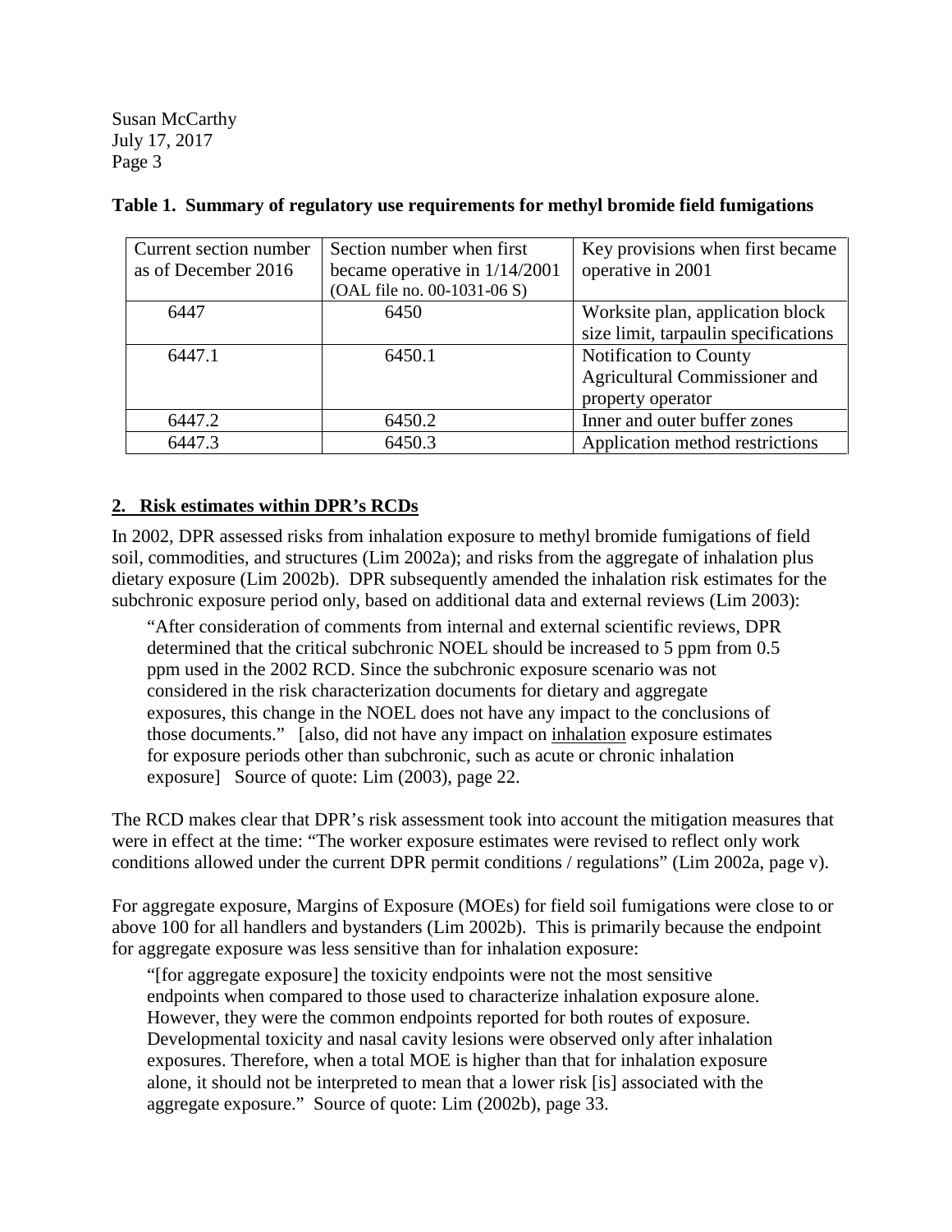**Table 1. Summary of regulatory use requirements for methyl bromide field fumigations**

| Current section number as of December 2016 | Section number when first became operative in 1/14/2001 (OAL file no. 00-1031-06 S) | Key provisions when first became operative in 2001 |
|---|---|---|
| 6447 | 6450 | Worksite plan, application block size limit, tarpaulin specifications |
| 6447.1 | 6450.1 | Notification to County Agricultural Commissioner and property operator |
| 6447.2 | 6450.2 | Inner and outer buffer zones |
| 6447.3 | 6450.3 | Application method restrictions |

## 2. Risk estimates within DPR's RCDs

In 2002, DPR assessed risks from inhalation exposure to methyl bromide fumigations of field soil, commodities, and structures (Lim 2002a); and risks from the aggregate of inhalation plus dietary exposure (Lim 2002b). DPR subsequently amended the inhalation risk estimates for the subchronic exposure period only, based on additional data and external reviews (Lim 2003):

> "After consideration of comments from internal and external scientific reviews, DPR determined that the critical subchronic NOEL should be increased to 5 ppm from 0.5 ppm used in the 2002 RCD. Since the subchronic exposure scenario was not considered in the risk characterization documents for dietary and aggregate exposures, this change in the NOEL does not have any impact to the conclusions of those documents." [also, did not have any impact on <u>inhalation</u> exposure estimates for exposure periods other than subchronic, such as acute or chronic inhalation exposure] Source of quote: Lim (2003), page 22.

The RCD makes clear that DPR's risk assessment took into account the mitigation measures that were in effect at the time: "The worker exposure estimates were revised to reflect only work conditions allowed under the current DPR permit conditions / regulations" (Lim 2002a, page v).

For aggregate exposure, Margins of Exposure (MOEs) for field soil fumigations were close to or above 100 for all handlers and bystanders (Lim 2002b). This is primarily because the endpoint for aggregate exposure was less sensitive than for inhalation exposure:

> "[for aggregate exposure] the toxicity endpoints were not the most sensitive endpoints when compared to those used to characterize inhalation exposure alone. However, they were the common endpoints reported for both routes of exposure. Developmental toxicity and nasal cavity lesions were observed only after inhalation exposures. Therefore, when a total MOE is higher than that for inhalation exposure alone, it should not be interpreted to mean that a lower risk [is] associated with the aggregate exposure." Source of quote: Lim (2002b), page 33.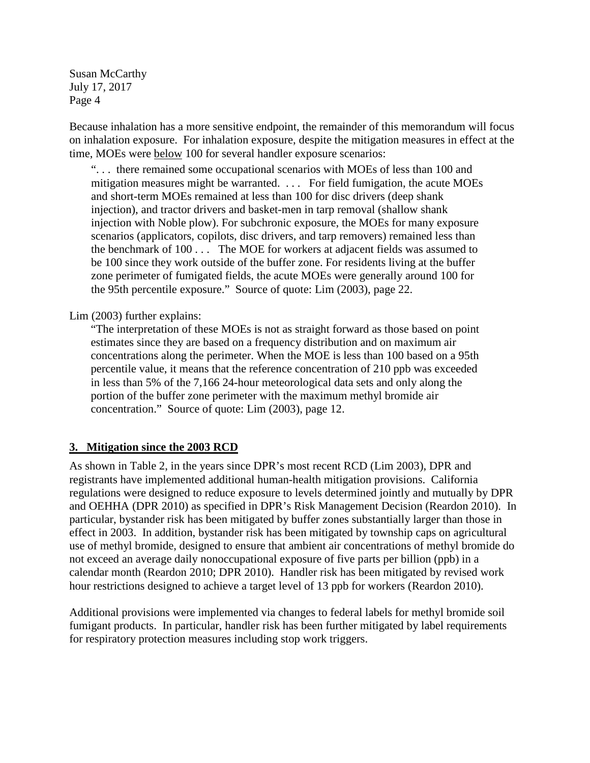Because inhalation has a more sensitive endpoint, the remainder of this memorandum will focus on inhalation exposure. For inhalation exposure, despite the mitigation measures in effect at the time, MOEs were below 100 for several handler exposure scenarios:

> ". . . there remained some occupational scenarios with MOEs of less than 100 and mitigation measures might be warranted. . . . For field fumigation, the acute MOEs and short-term MOEs remained at less than 100 for disc drivers (deep shank injection), and tractor drivers and basket-men in tarp removal (shallow shank injection with Noble plow). For subchronic exposure, the MOEs for many exposure scenarios (applicators, copilots, disc drivers, and tarp removers) remained less than the benchmark of 100 . . . The MOE for workers at adjacent fields was assumed to be 100 since they work outside of the buffer zone. For residents living at the buffer zone perimeter of fumigated fields, the acute MOEs were generally around 100 for the 95th percentile exposure." Source of quote: Lim (2003), page 22.

Lim (2003) further explains:

> "The interpretation of these MOEs is not as straight forward as those based on point estimates since they are based on a frequency distribution and on maximum air concentrations along the perimeter. When the MOE is less than 100 based on a 95th percentile value, it means that the reference concentration of 210 ppb was exceeded in less than 5% of the 7,166 24-hour meteorological data sets and only along the portion of the buffer zone perimeter with the maximum methyl bromide air concentration." Source of quote: Lim (2003), page 12.

## 3. Mitigation since the 2003 RCD

As shown in Table 2, in the years since DPR's most recent RCD (Lim 2003), DPR and registrants have implemented additional human-health mitigation provisions. California regulations were designed to reduce exposure to levels determined jointly and mutually by DPR and OEHHA (DPR 2010) as specified in DPR's Risk Management Decision (Reardon 2010). In particular, bystander risk has been mitigated by buffer zones substantially larger than those in effect in 2003. In addition, bystander risk has been mitigated by township caps on agricultural use of methyl bromide, designed to ensure that ambient air concentrations of methyl bromide do not exceed an average daily nonoccupational exposure of five parts per billion (ppb) in a calendar month (Reardon 2010; DPR 2010). Handler risk has been mitigated by revised work hour restrictions designed to achieve a target level of 13 ppb for workers (Reardon 2010).

Additional provisions were implemented via changes to federal labels for methyl bromide soil fumigant products. In particular, handler risk has been further mitigated by label requirements for respiratory protection measures including stop work triggers.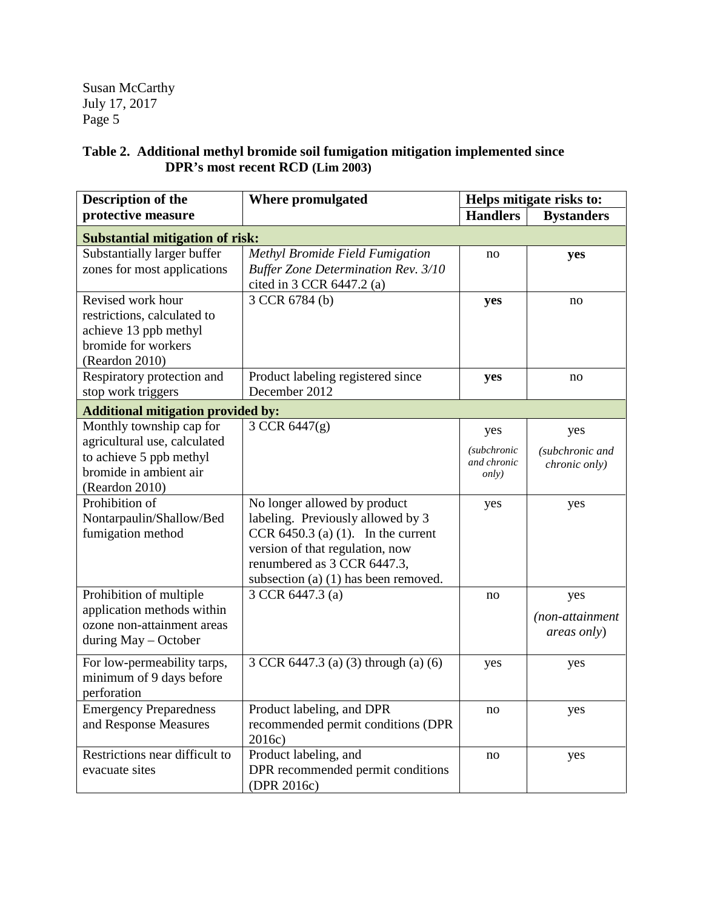**Table 2. Additional methyl bromide soil fumigation mitigation implemented since DPR's most recent RCD (Lim 2003)**

| Description of the protective measure | Where promulgated | Helps mitigate risks to: | |
|---|---|---|---|
| | | **Handlers** | **Bystanders** |
| **Substantial mitigation of risk:** | | | |
| Substantially larger buffer zones for most applications | *Methyl Bromide Field Fumigation Buffer Zone Determination Rev. 3/10* cited in 3 CCR 6447.2 (a) | no | **yes** |
| Revised work hour restrictions, calculated to achieve 13 ppb methyl bromide for workers (Reardon 2010) | 3 CCR 6784 (b) | **yes** | no |
| Respiratory protection and stop work triggers | Product labeling registered since December 2012 | **yes** | no |
| **Additional mitigation provided by:** | | | |
| Monthly township cap for agricultural use, calculated to achieve 5 ppb methyl bromide in ambient air (Reardon 2010) | 3 CCR 6447(g) | yes *(subchronic and chronic only)* | yes *(subchronic and chronic only)* |
| Prohibition of Nontarpaulin/Shallow/Bed fumigation method | No longer allowed by product labeling. Previously allowed by 3 CCR 6450.3 (a) (1). In the current version of that regulation, now renumbered as 3 CCR 6447.3, subsection (a) (1) has been removed. | yes | yes |
| Prohibition of multiple application methods within ozone non-attainment areas during May – October | 3 CCR 6447.3 (a) | no | yes *(non-attainment areas only)* |
| For low-permeability tarps, minimum of 9 days before perforation | 3 CCR 6447.3 (a) (3) through (a) (6) | yes | yes |
| Emergency Preparedness and Response Measures | Product labeling, and DPR recommended permit conditions (DPR 2016c) | no | yes |
| Restrictions near difficult to evacuate sites | Product labeling, and DPR recommended permit conditions (DPR 2016c) | no | yes |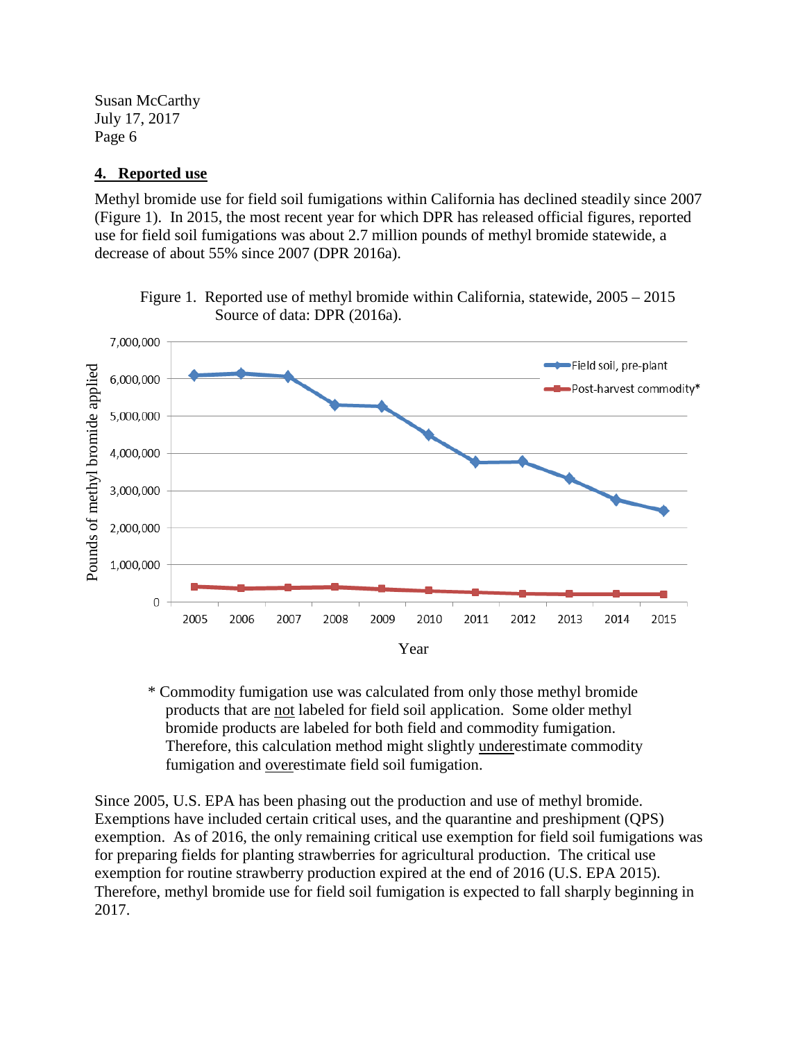## 4. Reported use

Methyl bromide use for field soil fumigations within California has declined steadily since 2007 (Figure 1). In 2015, the most recent year for which DPR has released official figures, reported use for field soil fumigations was about 2.7 million pounds of methyl bromide statewide, a decrease of about 55% since 2007 (DPR 2016a).

Figure 1. Reported use of methyl bromide within California, statewide, 2005 – 2015
Source of data: DPR (2016a).

\* Commodity fumigation use was calculated from only those methyl bromide products that are not labeled for field soil application. Some older methyl bromide products are labeled for both field and commodity fumigation. Therefore, this calculation method might slightly underestimate commodity fumigation and overestimate field soil fumigation.

Since 2005, U.S. EPA has been phasing out the production and use of methyl bromide. Exemptions have included certain critical uses, and the quarantine and preshipment (QPS) exemption. As of 2016, the only remaining critical use exemption for field soil fumigations was for preparing fields for planting strawberries for agricultural production. The critical use exemption for routine strawberry production expired at the end of 2016 (U.S. EPA 2015). Therefore, methyl bromide use for field soil fumigation is expected to fall sharply beginning in 2017.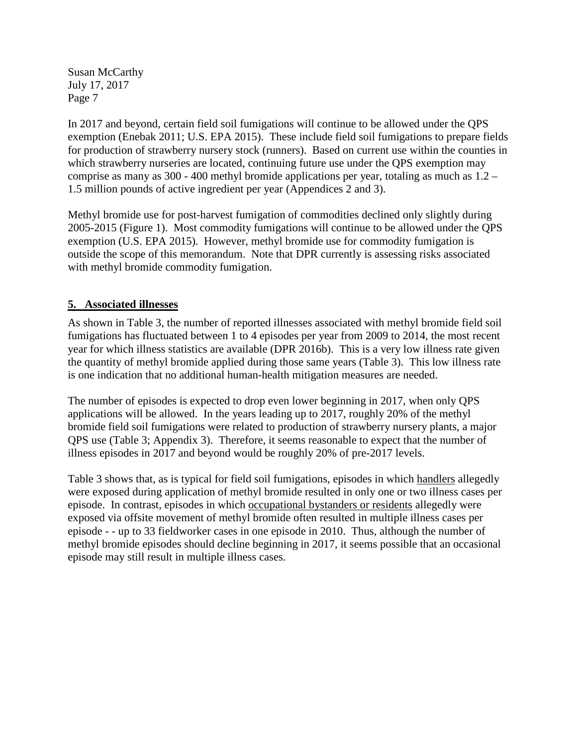In 2017 and beyond, certain field soil fumigations will continue to be allowed under the QPS exemption (Enebak 2011; U.S. EPA 2015). These include field soil fumigations to prepare fields for production of strawberry nursery stock (runners). Based on current use within the counties in which strawberry nurseries are located, continuing future use under the QPS exemption may comprise as many as 300 - 400 methyl bromide applications per year, totaling as much as 1.2 – 1.5 million pounds of active ingredient per year (Appendices 2 and 3).

Methyl bromide use for post-harvest fumigation of commodities declined only slightly during 2005-2015 (Figure 1). Most commodity fumigations will continue to be allowed under the QPS exemption (U.S. EPA 2015). However, methyl bromide use for commodity fumigation is outside the scope of this memorandum. Note that DPR currently is assessing risks associated with methyl bromide commodity fumigation.

## 5. Associated illnesses

As shown in Table 3, the number of reported illnesses associated with methyl bromide field soil fumigations has fluctuated between 1 to 4 episodes per year from 2009 to 2014, the most recent year for which illness statistics are available (DPR 2016b). This is a very low illness rate given the quantity of methyl bromide applied during those same years (Table 3). This low illness rate is one indication that no additional human-health mitigation measures are needed.

The number of episodes is expected to drop even lower beginning in 2017, when only QPS applications will be allowed. In the years leading up to 2017, roughly 20% of the methyl bromide field soil fumigations were related to production of strawberry nursery plants, a major QPS use (Table 3; Appendix 3). Therefore, it seems reasonable to expect that the number of illness episodes in 2017 and beyond would be roughly 20% of pre-2017 levels.

Table 3 shows that, as is typical for field soil fumigations, episodes in which handlers allegedly were exposed during application of methyl bromide resulted in only one or two illness cases per episode. In contrast, episodes in which occupational bystanders or residents allegedly were exposed via offsite movement of methyl bromide often resulted in multiple illness cases per episode - - up to 33 fieldworker cases in one episode in 2010. Thus, although the number of methyl bromide episodes should decline beginning in 2017, it seems possible that an occasional episode may still result in multiple illness cases.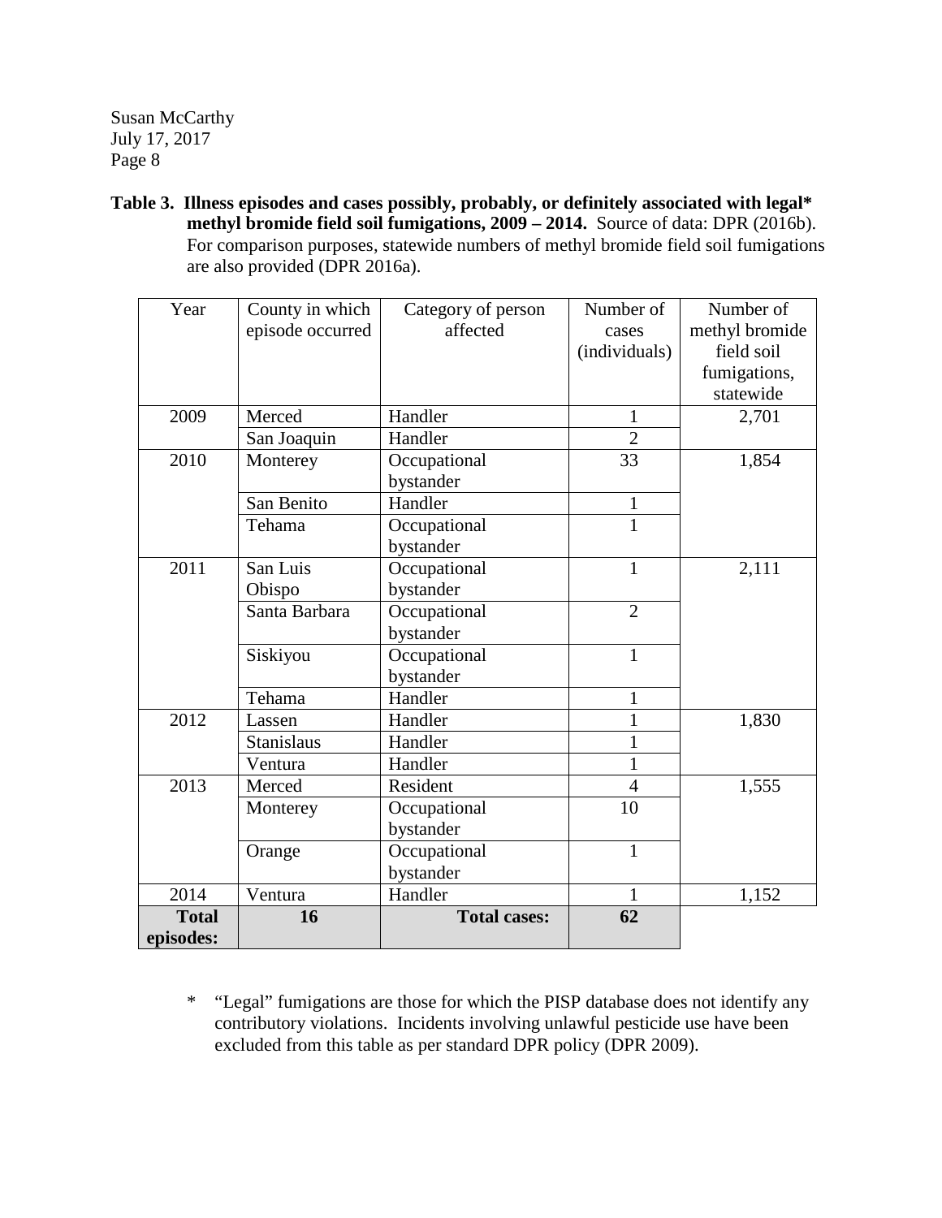**Table 3. Illness episodes and cases possibly, probably, or definitely associated with legal* methyl bromide field soil fumigations, 2009 – 2014.** Source of data: DPR (2016b). For comparison purposes, statewide numbers of methyl bromide field soil fumigations are also provided (DPR 2016a).

| Year | County in which episode occurred | Category of person affected | Number of cases (individuals) | Number of methyl bromide field soil fumigations, statewide |
|---|---|---|---|---|
| 2009 | Merced | Handler | 1 | 2,701 |
| | San Joaquin | Handler | 2 | |
| 2010 | Monterey | Occupational bystander | 33 | 1,854 |
| | San Benito | Handler | 1 | |
| | Tehama | Occupational bystander | 1 | |
| 2011 | San Luis Obispo | Occupational bystander | 1 | 2,111 |
| | Santa Barbara | Occupational bystander | 2 | |
| | Siskiyou | Occupational bystander | 1 | |
| | Tehama | Handler | 1 | |
| 2012 | Lassen | Handler | 1 | 1,830 |
| | Stanislaus | Handler | 1 | |
| | Ventura | Handler | 1 | |
| 2013 | Merced | Resident | 4 | 1,555 |
| | Monterey | Occupational bystander | 10 | |
| | Orange | Occupational bystander | 1 | |
| 2014 | Ventura | Handler | 1 | 1,152 |
| **Total episodes:** | **16** | **Total cases:** | **62** | |

\* "Legal" fumigations are those for which the PISP database does not identify any contributory violations. Incidents involving unlawful pesticide use have been excluded from this table as per standard DPR policy (DPR 2009).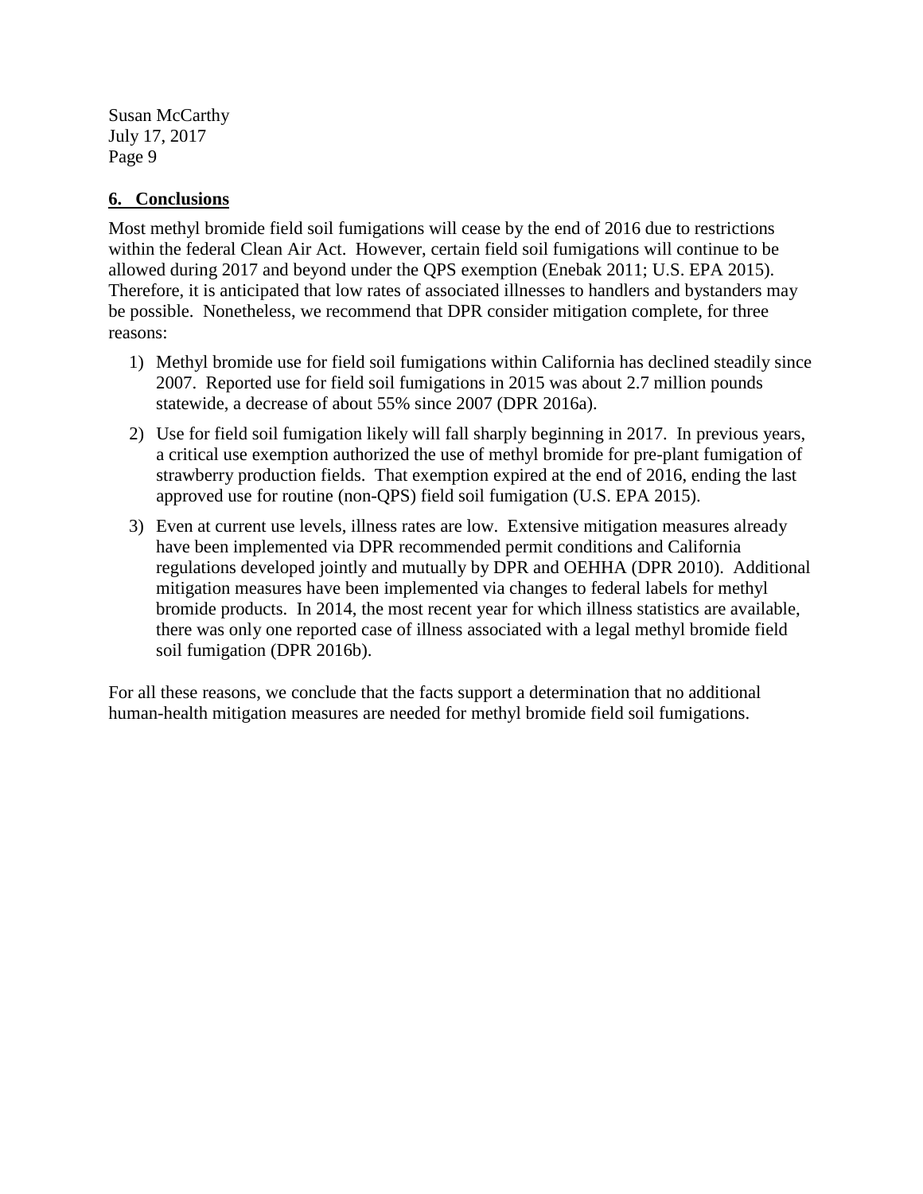## 6. Conclusions

Most methyl bromide field soil fumigations will cease by the end of 2016 due to restrictions within the federal Clean Air Act. However, certain field soil fumigations will continue to be allowed during 2017 and beyond under the QPS exemption (Enebak 2011; U.S. EPA 2015). Therefore, it is anticipated that low rates of associated illnesses to handlers and bystanders may be possible. Nonetheless, we recommend that DPR consider mitigation complete, for three reasons:

1) Methyl bromide use for field soil fumigations within California has declined steadily since 2007. Reported use for field soil fumigations in 2015 was about 2.7 million pounds statewide, a decrease of about 55% since 2007 (DPR 2016a).

2) Use for field soil fumigation likely will fall sharply beginning in 2017. In previous years, a critical use exemption authorized the use of methyl bromide for pre-plant fumigation of strawberry production fields. That exemption expired at the end of 2016, ending the last approved use for routine (non-QPS) field soil fumigation (U.S. EPA 2015).

3) Even at current use levels, illness rates are low. Extensive mitigation measures already have been implemented via DPR recommended permit conditions and California regulations developed jointly and mutually by DPR and OEHHA (DPR 2010). Additional mitigation measures have been implemented via changes to federal labels for methyl bromide products. In 2014, the most recent year for which illness statistics are available, there was only one reported case of illness associated with a legal methyl bromide field soil fumigation (DPR 2016b).

For all these reasons, we conclude that the facts support a determination that no additional human-health mitigation measures are needed for methyl bromide field soil fumigations.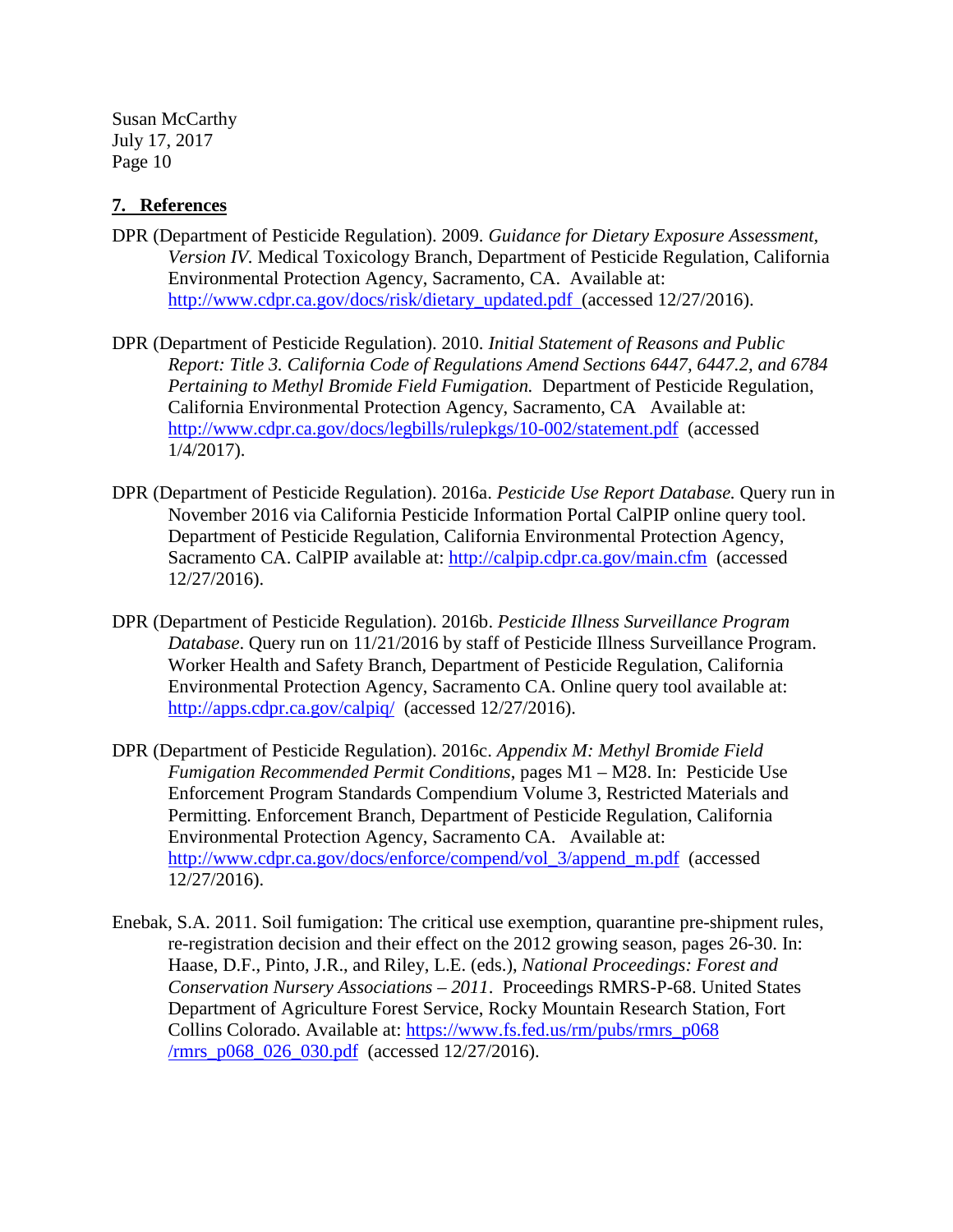## 7. References

DPR (Department of Pesticide Regulation). 2009. *Guidance for Dietary Exposure Assessment, Version IV*. Medical Toxicology Branch, Department of Pesticide Regulation, California Environmental Protection Agency, Sacramento, CA. Available at: http://www.cdpr.ca.gov/docs/risk/dietary_updated.pdf (accessed 12/27/2016).

DPR (Department of Pesticide Regulation). 2010. *Initial Statement of Reasons and Public Report: Title 3. California Code of Regulations Amend Sections 6447, 6447.2, and 6784 Pertaining to Methyl Bromide Field Fumigation.* Department of Pesticide Regulation, California Environmental Protection Agency, Sacramento, CA Available at: http://www.cdpr.ca.gov/docs/legbills/rulepkgs/10-002/statement.pdf (accessed 1/4/2017).

DPR (Department of Pesticide Regulation). 2016a. *Pesticide Use Report Database.* Query run in November 2016 via California Pesticide Information Portal CalPIP online query tool. Department of Pesticide Regulation, California Environmental Protection Agency, Sacramento CA. CalPIP available at: http://calpip.cdpr.ca.gov/main.cfm (accessed 12/27/2016).

DPR (Department of Pesticide Regulation). 2016b. *Pesticide Illness Surveillance Program Database*. Query run on 11/21/2016 by staff of Pesticide Illness Surveillance Program. Worker Health and Safety Branch, Department of Pesticide Regulation, California Environmental Protection Agency, Sacramento CA. Online query tool available at: http://apps.cdpr.ca.gov/calpiq/ (accessed 12/27/2016).

DPR (Department of Pesticide Regulation). 2016c. *Appendix M: Methyl Bromide Field Fumigation Recommended Permit Conditions*, pages M1 – M28. In: Pesticide Use Enforcement Program Standards Compendium Volume 3, Restricted Materials and Permitting. Enforcement Branch, Department of Pesticide Regulation, California Environmental Protection Agency, Sacramento CA. Available at: http://www.cdpr.ca.gov/docs/enforce/compend/vol_3/append_m.pdf (accessed 12/27/2016).

Enebak, S.A. 2011. Soil fumigation: The critical use exemption, quarantine pre-shipment rules, re-registration decision and their effect on the 2012 growing season, pages 26-30. In: Haase, D.F., Pinto, J.R., and Riley, L.E. (eds.), *National Proceedings: Forest and Conservation Nursery Associations – 2011*. Proceedings RMRS-P-68. United States Department of Agriculture Forest Service, Rocky Mountain Research Station, Fort Collins Colorado. Available at: https://www.fs.fed.us/rm/pubs/rmrs_p068/rmrs_p068_026_030.pdf (accessed 12/27/2016).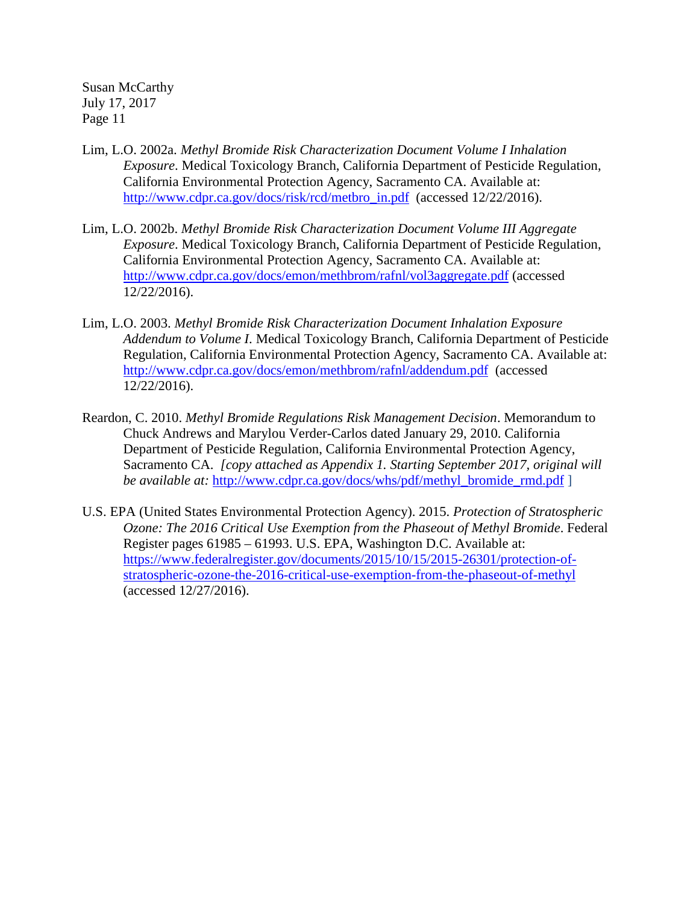Lim, L.O. 2002a. *Methyl Bromide Risk Characterization Document Volume I Inhalation Exposure*. Medical Toxicology Branch, California Department of Pesticide Regulation, California Environmental Protection Agency, Sacramento CA. Available at: http://www.cdpr.ca.gov/docs/risk/rcd/metbro_in.pdf (accessed 12/22/2016).

Lim, L.O. 2002b. *Methyl Bromide Risk Characterization Document Volume III Aggregate Exposure*. Medical Toxicology Branch, California Department of Pesticide Regulation, California Environmental Protection Agency, Sacramento CA. Available at: http://www.cdpr.ca.gov/docs/emon/methbrom/rafnl/vol3aggregate.pdf (accessed 12/22/2016).

Lim, L.O. 2003. *Methyl Bromide Risk Characterization Document Inhalation Exposure Addendum to Volume I*. Medical Toxicology Branch, California Department of Pesticide Regulation, California Environmental Protection Agency, Sacramento CA. Available at: http://www.cdpr.ca.gov/docs/emon/methbrom/rafnl/addendum.pdf (accessed 12/22/2016).

Reardon, C. 2010. *Methyl Bromide Regulations Risk Management Decision*. Memorandum to Chuck Andrews and Marylou Verder-Carlos dated January 29, 2010. California Department of Pesticide Regulation, California Environmental Protection Agency, Sacramento CA. *[copy attached as Appendix 1. Starting September 2017, original will be available at:* http://www.cdpr.ca.gov/docs/whs/pdf/methyl_bromide_rmd.pdf ]

U.S. EPA (United States Environmental Protection Agency). 2015. *Protection of Stratospheric Ozone: The 2016 Critical Use Exemption from the Phaseout of Methyl Bromide*. Federal Register pages 61985 – 61993. U.S. EPA, Washington D.C. Available at: https://www.federalregister.gov/documents/2015/10/15/2015-26301/protection-of-stratospheric-ozone-the-2016-critical-use-exemption-from-the-phaseout-of-methyl (accessed 12/27/2016).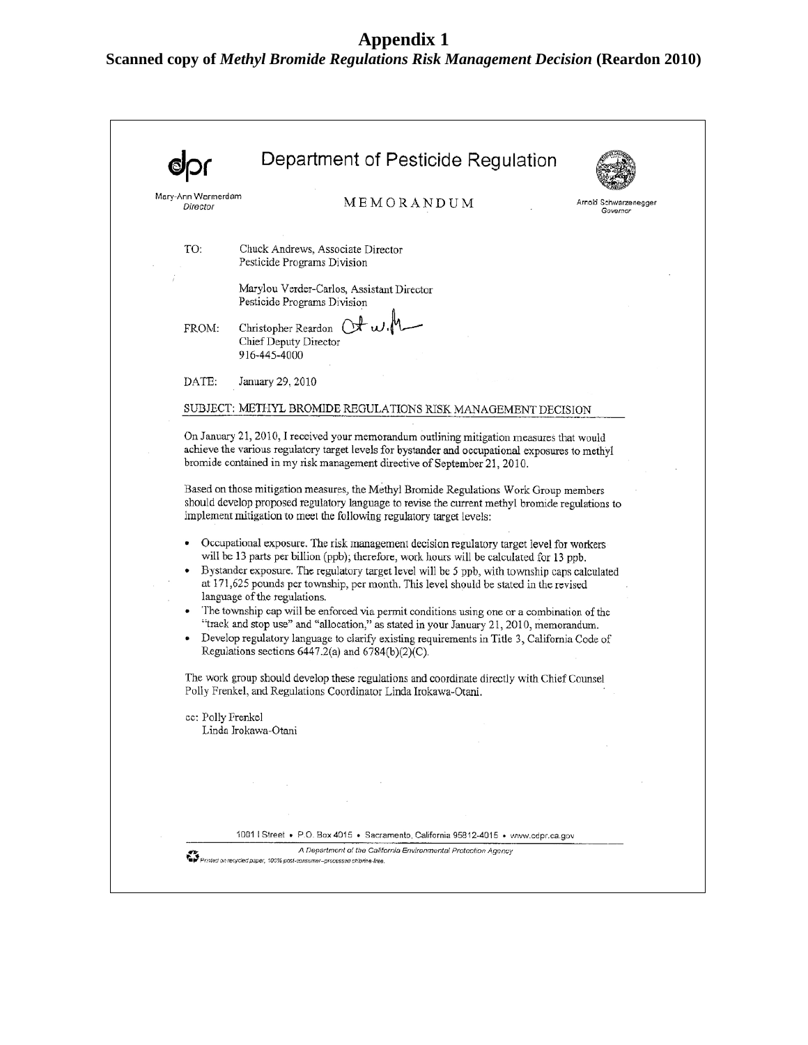# Appendix 1

## Scanned copy of *Methyl Bromide Regulations Risk Management Decision* (Reardon 2010)

dpr — Department of Pesticide Regulation

Mary-Ann Warmerdam, *Director*

MEMORANDUM

Arnold Schwarzenegger, *Governor*

TO: Chuck Andrews, Associate Director
Pesticide Programs Division

Marylou Verder-Carlos, Assistant Director
Pesticide Programs Division

FROM: Christopher Reardon
Chief Deputy Director
916-445-4000

DATE: January 29, 2010

SUBJECT: METHYL BROMIDE REGULATIONS RISK MANAGEMENT DECISION

On January 21, 2010, I received your memorandum outlining mitigation measures that would achieve the various regulatory target levels for bystander and occupational exposures to methyl bromide contained in my risk management directive of September 21, 2010.

Based on those mitigation measures, the Methyl Bromide Regulations Work Group members should develop proposed regulatory language to revise the current methyl bromide regulations to implement mitigation to meet the following regulatory target levels:

- Occupational exposure. The risk management decision regulatory target level for workers will be 13 parts per billion (ppb); therefore, work hours will be calculated for 13 ppb.
- Bystander exposure. The regulatory target level will be 5 ppb, with township caps calculated at 171,625 pounds per township, per month. This level should be stated in the revised language of the regulations.
- The township cap will be enforced via permit conditions using one or a combination of the "track and stop use" and "allocation," as stated in your January 21, 2010, memorandum.
- Develop regulatory language to clarify existing requirements in Title 3, California Code of Regulations sections 6447.2(a) and 6784(b)(2)(C).

The work group should develop these regulations and coordinate directly with Chief Counsel Polly Frenkel, and Regulations Coordinator Linda Irokawa-Otani.

cc: Polly Frenkel
Linda Irokawa-Otani

1001 I Street • P.O. Box 4015 • Sacramento, California 95812-4015 • www.cdpr.ca.gov

*A Department of the California Environmental Protection Agency*

*Printed on recycled paper, 100% post-consumer–processed chlorine-free.*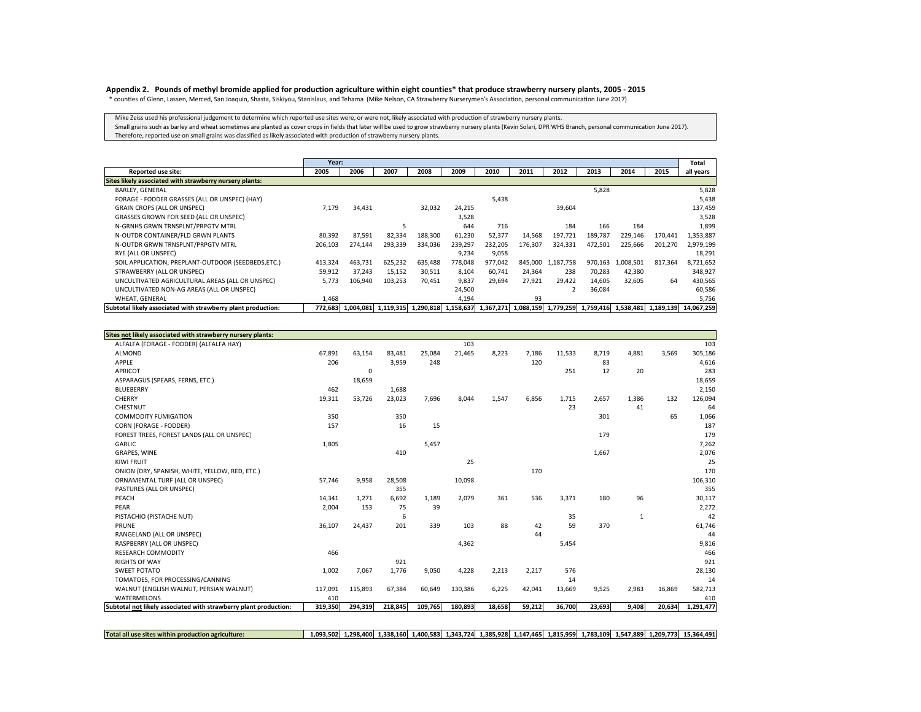## Appendix 2. Pounds of methyl bromide applied for production agriculture within eight counties* that produce strawberry nursery plants, 2005 - 2015

\* counties of Glenn, Lassen, Merced, San Joaquin, Shasta, Siskiyou, Stanislaus, and Tehama (Mike Nelson, CA Strawberry Nurserymen's Association, personal communication June 2017)

Mike Zeiss used his professional judgement to determine which reported use sites were, or were not, likely associated with production of strawberry nursery plants.
Small grains such as barley and wheat sometimes are planted as cover crops in fields that later will be used to grow strawberry nursery plants (Kevin Solari, DPR WHS Branch, personal communication June 2017).
Therefore, reported use on small grains was classified as likely associated with production of strawberry nursery plants.

| | Year: | | | | | | | | | | | Total |
|---|---|---|---|---|---|---|---|---|---|---|---|---|
| **Reported use site:** | **2005** | **2006** | **2007** | **2008** | **2009** | **2010** | **2011** | **2012** | **2013** | **2014** | **2015** | **all years** |
| **Sites likely associated with strawberry nursery plants:** | | | | | | | | | | | | |
| BARLEY, GENERAL | | | | | | | | | 5,828 | | | 5,828 |
| FORAGE - FODDER GRASSES (ALL OR UNSPEC) (HAY) | | | | | | 5,438 | | | | | | 5,438 |
| GRAIN CROPS (ALL OR UNSPEC) | 7,179 | 34,431 | | 32,032 | 24,215 | | | 39,604 | | | | 137,459 |
| GRASSES GROWN FOR SEED (ALL OR UNSPEC) | | | | | 3,528 | | | | | | | 3,528 |
| N-GRNHS GRWN TRNSPLNT/PRPGTV MTRL | | | 5 | | 644 | 716 | | 184 | 166 | 184 | | 1,899 |
| N-OUTDR CONTAINER/FLD GRWN PLANTS | 80,392 | 87,591 | 82,334 | 188,300 | 61,230 | 52,377 | 14,568 | 197,721 | 189,787 | 229,146 | 170,441 | 1,353,887 |
| N-OUTDR GRWN TRNSPLNT/PRPGTV MTRL | 206,103 | 274,144 | 293,339 | 334,036 | 239,297 | 232,205 | 176,307 | 324,331 | 472,501 | 225,666 | 201,270 | 2,979,199 |
| RYE (ALL OR UNSPEC) | | | | | 9,234 | 9,058 | | | | | | 18,291 |
| SOIL APPLICATION, PREPLANT-OUTDOOR (SEEDBEDS,ETC.) | 413,324 | 463,731 | 625,232 | 635,488 | 778,048 | 977,042 | 845,000 | 1,187,758 | 970,163 | 1,008,501 | 817,364 | 8,721,652 |
| STRAWBERRY (ALL OR UNSPEC) | 59,912 | 37,243 | 15,152 | 30,511 | 8,104 | 60,741 | 24,364 | 238 | 70,283 | 42,380 | | 348,927 |
| UNCULTIVATED AGRICULTURAL AREAS (ALL OR UNSPEC) | 5,773 | 106,940 | 103,253 | 70,451 | 9,837 | 29,694 | 27,921 | 29,422 | 14,605 | 32,605 | 64 | 430,565 |
| UNCULTIVATED NON-AG AREAS (ALL OR UNSPEC) | | | | | 24,500 | | | 2 | 36,084 | | | 60,586 |
| WHEAT, GENERAL | 1,468 | | | | 4,194 | | 93 | | | | | 5,756 |
| **Subtotal likely associated with strawberry plant production:** | **772,683** | **1,004,081** | **1,119,315** | **1,290,818** | **1,158,637** | **1,367,271** | **1,088,159** | **1,779,259** | **1,759,416** | **1,538,481** | **1,189,139** | **14,067,259** |

| Sites not likely associated with strawberry nursery plants: | 2005 | 2006 | 2007 | 2008 | 2009 | 2010 | 2011 | 2012 | 2013 | 2014 | 2015 | Total all years |
|---|---|---|---|---|---|---|---|---|---|---|---|---|
| ALFALFA (FORAGE - FODDER) (ALFALFA HAY) | | | | | 103 | | | | | | | 103 |
| ALMOND | 67,891 | 63,154 | 83,481 | 25,084 | 21,465 | 8,223 | 7,186 | 11,533 | 8,719 | 4,881 | 3,569 | 305,186 |
| APPLE | 206 | | 3,959 | 248 | | | 120 | | 83 | | | 4,616 |
| APRICOT | | 0 | | | | | | 251 | 12 | 20 | | 283 |
| ASPARAGUS (SPEARS, FERNS, ETC.) | | 18,659 | | | | | | | | | | 18,659 |
| BLUEBERRY | 462 | | 1,688 | | | | | | | | | 2,150 |
| CHERRY | 19,311 | 53,726 | 23,023 | 7,696 | 8,044 | 1,547 | 6,856 | 1,715 | 2,657 | 1,386 | 132 | 126,094 |
| CHESTNUT | | | | | | | | 23 | | 41 | | 64 |
| COMMODITY FUMIGATION | 350 | | 350 | | | | | | 301 | | 65 | 1,066 |
| CORN (FORAGE - FODDER) | 157 | | 16 | 15 | | | | | | | | 187 |
| FOREST TREES, FOREST LANDS (ALL OR UNSPEC) | | | | | | | | | 179 | | | 179 |
| GARLIC | 1,805 | | | 5,457 | | | | | | | | 7,262 |
| GRAPES, WINE | | | 410 | | | | | | 1,667 | | | 2,076 |
| KIWI FRUIT | | | | | 25 | | | | | | | 25 |
| ONION (DRY, SPANISH, WHITE, YELLOW, RED, ETC.) | | | | | | | 170 | | | | | 170 |
| ORNAMENTAL TURF (ALL OR UNSPEC) | 57,746 | 9,958 | 28,508 | | 10,098 | | | | | | | 106,310 |
| PASTURES (ALL OR UNSPEC) | | | 355 | | | | | | | | | 355 |
| PEACH | 14,341 | 1,271 | 6,692 | 1,189 | 2,079 | 361 | 536 | 3,371 | 180 | 96 | | 30,117 |
| PEAR | 2,004 | 153 | 75 | 39 | | | | | | | | 2,272 |
| PISTACHIO (PISTACHE NUT) | | | 6 | | | | | 35 | | 1 | | 42 |
| PRUNE | 36,107 | 24,437 | 201 | 339 | 103 | 88 | 42 | 59 | 370 | | | 61,746 |
| RANGELAND (ALL OR UNSPEC) | | | | | | | 44 | | | | | 44 |
| RASPBERRY (ALL OR UNSPEC) | | | | | 4,362 | | | 5,454 | | | | 9,816 |
| RESEARCH COMMODITY | 466 | | | | | | | | | | | 466 |
| RIGHTS OF WAY | | | 921 | | | | | | | | | 921 |
| SWEET POTATO | 1,002 | 7,067 | 1,776 | 9,050 | 4,228 | 2,213 | 2,217 | 576 | | | | 28,130 |
| TOMATOES, FOR PROCESSING/CANNING | | | | | | | | 14 | | | | 14 |
| WALNUT (ENGLISH WALNUT, PERSIAN WALNUT) | 117,091 | 115,893 | 67,384 | 60,649 | 130,386 | 6,225 | 42,041 | 13,669 | 9,525 | 2,983 | 16,869 | 582,713 |
| WATERMELONS | 410 | | | | | | | | | | | 410 |
| **Subtotal not likely associated with strawberry plant production:** | **319,350** | **294,319** | **218,845** | **109,765** | **180,893** | **18,658** | **59,212** | **36,700** | **23,693** | **9,408** | **20,634** | **1,291,477** |

| | 2005 | 2006 | 2007 | 2008 | 2009 | 2010 | 2011 | 2012 | 2013 | 2014 | 2015 | Total all years |
|---|---|---|---|---|---|---|---|---|---|---|---|---|
| **Total all use sites within production agriculture:** | **1,093,502** | **1,298,400** | **1,338,160** | **1,400,583** | **1,343,724** | **1,385,928** | **1,147,465** | **1,815,959** | **1,783,109** | **1,547,889** | **1,209,773** | **15,364,491** |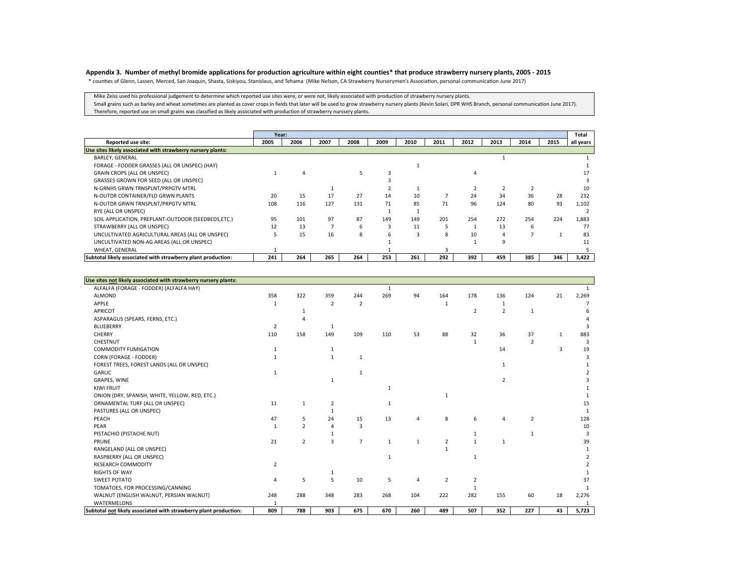**Appendix 3. Number of methyl bromide applications for production agriculture within eight counties* that produce strawberry nursery plants, 2005 - 2015**

* counties of Glenn, Lassen, Merced, San Joaquin, Shasta, Siskiyou, Stanislaus, and Tehama (Mike Nelson, CA Strawberry Nurserymen's Association, personal communication June 2017)

Mike Zeiss used his professional judgement to determine which reported use sites were, or were not, likely associated with production of strawberry nursery plants.
Small grains such as barley and wheat sometimes are planted as cover crops in fields that later will be used to grow strawberry nursery plants (Kevin Solari, DPR WHS Branch, personal communication June 2017).
Therefore, reported use on small grains was classified as likely associated with production of strawberry nurssery plants.

| | Year: | | | | | | | | | | | Total |
|---|---|---|---|---|---|---|---|---|---|---|---|---|
| **Reported use site:** | **2005** | **2006** | **2007** | **2008** | **2009** | **2010** | **2011** | **2012** | **2013** | **2014** | **2015** | **all years** |
| **Use sites likely associated with strawberry nursery plants:** | | | | | | | | | | | | |
| BARLEY, GENERAL | | | | | | | | | 1 | | | 1 |
| FORAGE - FODDER GRASSES (ALL OR UNSPEC) (HAY) | | | | | | 1 | | | | | | 1 |
| GRAIN CROPS (ALL OR UNSPEC) | 1 | 4 | | 5 | 3 | | | 4 | | | | 17 |
| GRASSES GROWN FOR SEED (ALL OR UNSPEC) | | | | | 3 | | | | | | | 3 |
| N-GRNHS GRWN TRNSPLNT/PRPGTV MTRL | | | 1 | | 2 | 1 | | 2 | 2 | 2 | | 10 |
| N-OUTDR CONTAINER/FLD GRWN PLANTS | 20 | 15 | 17 | 27 | 14 | 10 | 7 | 24 | 34 | 36 | 28 | 232 |
| N-OUTDR GRWN TRNSPLNT/PRPGTV MTRL | 108 | 116 | 127 | 131 | 71 | 85 | 71 | 96 | 124 | 80 | 93 | 1,102 |
| RYE (ALL OR UNSPEC) | | | | | 1 | 1 | | | | | | 2 |
| SOIL APPLICATION, PREPLANT-OUTDOOR (SEEDBEDS,ETC.) | 95 | 101 | 97 | 87 | 149 | 149 | 201 | 254 | 272 | 254 | 224 | 1,883 |
| STRAWBERRY (ALL OR UNSPEC) | 12 | 13 | 7 | 6 | 3 | 11 | 5 | 1 | 13 | 6 | | 77 |
| UNCULTIVATED AGRICULTURAL AREAS (ALL OR UNSPEC) | 5 | 15 | 16 | 8 | 6 | 3 | 8 | 10 | 4 | 7 | 1 | 83 |
| UNCULTIVATED NON-AG AREAS (ALL OR UNSPEC) | | | | | 1 | | | 1 | 9 | | | 11 |
| WHEAT, GENERAL | 1 | | | | 1 | | 3 | | | | | 5 |
| **Subtotal likely associated with strawberry plant production:** | **241** | **264** | **265** | **264** | **253** | **261** | **292** | **392** | **459** | **385** | **346** | **3,422** |

| | 2005 | 2006 | 2007 | 2008 | 2009 | 2010 | 2011 | 2012 | 2013 | 2014 | 2015 | Total all years |
|---|---|---|---|---|---|---|---|---|---|---|---|---|
| **Use sites not likely associated with strawberry nursery plants:** | | | | | | | | | | | | |
| ALFALFA (FORAGE - FODDER) (ALFALFA HAY) | | | | | 1 | | | | | | | 1 |
| ALMOND | 358 | 322 | 359 | 244 | 269 | 94 | 164 | 178 | 136 | 124 | 21 | 2,269 |
| APPLE | 1 | | 2 | 2 | | | 1 | | 1 | | | 7 |
| APRICOT | | 1 | | | | | | 2 | 2 | 1 | | 6 |
| ASPARAGUS (SPEARS, FERNS, ETC.) | | 4 | | | | | | | | | | 4 |
| BLUEBERRY | 2 | | 1 | | | | | | | | | 3 |
| CHERRY | 110 | 158 | 149 | 109 | 110 | 53 | 88 | 32 | 36 | 37 | 1 | 883 |
| CHESTNUT | | | | | | | | 1 | | 2 | | 3 |
| COMMODITY FUMIGATION | 1 | | 1 | | | | | | 14 | | 3 | 19 |
| CORN (FORAGE - FODDER) | 1 | | 1 | 1 | | | | | | | | 3 |
| FOREST TREES, FOREST LANDS (ALL OR UNSPEC) | | | | | | | | | 1 | | | 1 |
| GARLIC | 1 | | | 1 | | | | | | | | 2 |
| GRAPES, WINE | | | 1 | | | | | | 2 | | | 3 |
| KIWI FRUIT | | | | | 1 | | | | | | | 1 |
| ONION (DRY, SPANISH, WHITE, YELLOW, RED, ETC.) | | | | | | | 1 | | | | | 1 |
| ORNAMENTAL TURF (ALL OR UNSPEC) | 11 | 1 | 2 | | 1 | | | | | | | 15 |
| PASTURES (ALL OR UNSPEC) | | | 1 | | | | | | | | | 1 |
| PEACH | 47 | 5 | 24 | 15 | 13 | 4 | 8 | 6 | 4 | 2 | | 128 |
| PEAR | 1 | 2 | 4 | 3 | | | | | | | | 10 |
| PISTACHIO (PISTACHE NUT) | | | 1 | | | | | 1 | | 1 | | 3 |
| PRUNE | 21 | 2 | 3 | 7 | 1 | 1 | 2 | 1 | 1 | | | 39 |
| RANGELAND (ALL OR UNSPEC) | | | | | | | 1 | | | | | 1 |
| RASPBERRY (ALL OR UNSPEC) | | | | | 1 | | | 1 | | | | 2 |
| RESEARCH COMMODITY | 2 | | | | | | | | | | | 2 |
| RIGHTS OF WAY | | | 1 | | | | | | | | | 1 |
| SWEET POTATO | 4 | 5 | 5 | 10 | 5 | 4 | 2 | 2 | | | | 37 |
| TOMATOES, FOR PROCESSING/CANNING | | | | | | | | 1 | | | | 1 |
| WALNUT (ENGLISH WALNUT, PERSIAN WALNUT) | 248 | 288 | 348 | 283 | 268 | 104 | 222 | 282 | 155 | 60 | 18 | 2,276 |
| WATERMELONS | 1 | | | | | | | | | | | 1 |
| **Subtotal not likely associated with strawberry plant production:** | **809** | **788** | **903** | **675** | **670** | **260** | **489** | **507** | **352** | **227** | **43** | **5,723** |